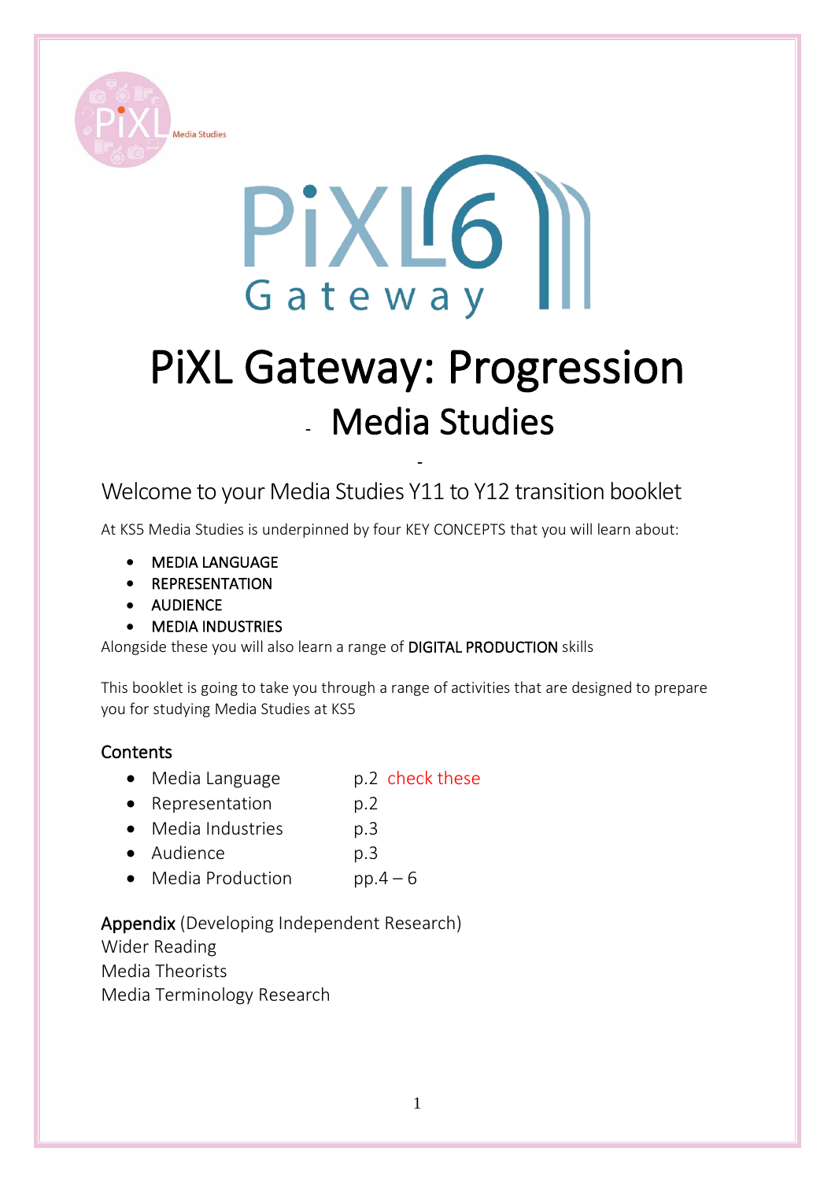# PiXL Gateway: Progression

## - Media Studies

## Welcome to your Media Studies Y11 to Y12 transition booklet

At KS5 Media Studies is underpinned by four KEY CONCEPTS that you will learn about:

- MEDIA LANGUAGE
- REPRESENTATION
- AUDIENCE
- MEDIA INDUSTRIES

Alongside these you will also learn a range of DIGITAL PRODUCTION skills

This booklet is going to take you through a range of activities that are designed to prepare you for studying Media Studies at KS5

### Contents

- Media Language p.2 check these
- Representation p.2
- Media Industries p.3
- Audience p.3
- Media Production pp.4 – 6

**Appendix** (Developing Independent Research)
Wider Reading
Media Theorists
Media Terminology Research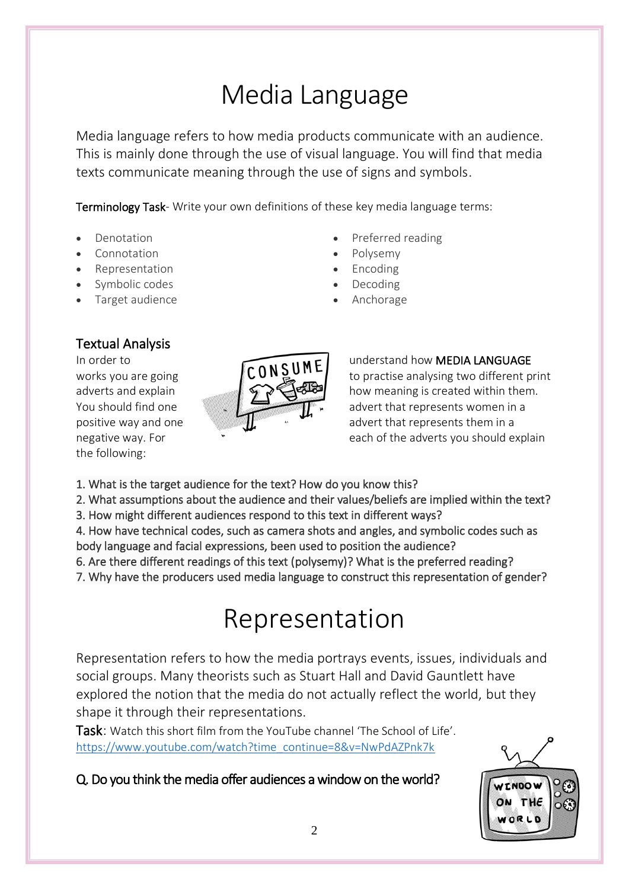# Media Language

Media language refers to how media products communicate with an audience. This is mainly done through the use of visual language. You will find that media texts communicate meaning through the use of signs and symbols.

**Terminology Task**- Write your own definitions of these key media language terms:

- Denotation
- Connotation
- Representation
- Symbolic codes
- Target audience
- Preferred reading
- Polysemy
- Encoding
- Decoding
- Anchorage

## Textual Analysis

In order to understand how **MEDIA LANGUAGE** works you are going to practise analysing two different print adverts and explain how meaning is created within them. You should find one advert that represents women in a positive way and one advert that represents them in a negative way. For each of the adverts you should explain the following:

1. What is the target audience for the text? How do you know this?
2. What assumptions about the audience and their values/beliefs are implied within the text?
3. How might different audiences respond to this text in different ways?
4. How have technical codes, such as camera shots and angles, and symbolic codes such as body language and facial expressions, been used to position the audience?
6. Are there different readings of this text (polysemy)? What is the preferred reading?
7. Why have the producers used media language to construct this representation of gender?

# Representation

Representation refers to how the media portrays events, issues, individuals and social groups. Many theorists such as Stuart Hall and David Gauntlett have explored the notion that the media do not actually reflect the world, but they shape it through their representations.

**Task**: Watch this short film from the YouTube channel 'The School of Life'.
https://www.youtube.com/watch?time_continue=8&v=NwPdAZPnk7k

**Q. Do you think the media offer audiences a window on the world?**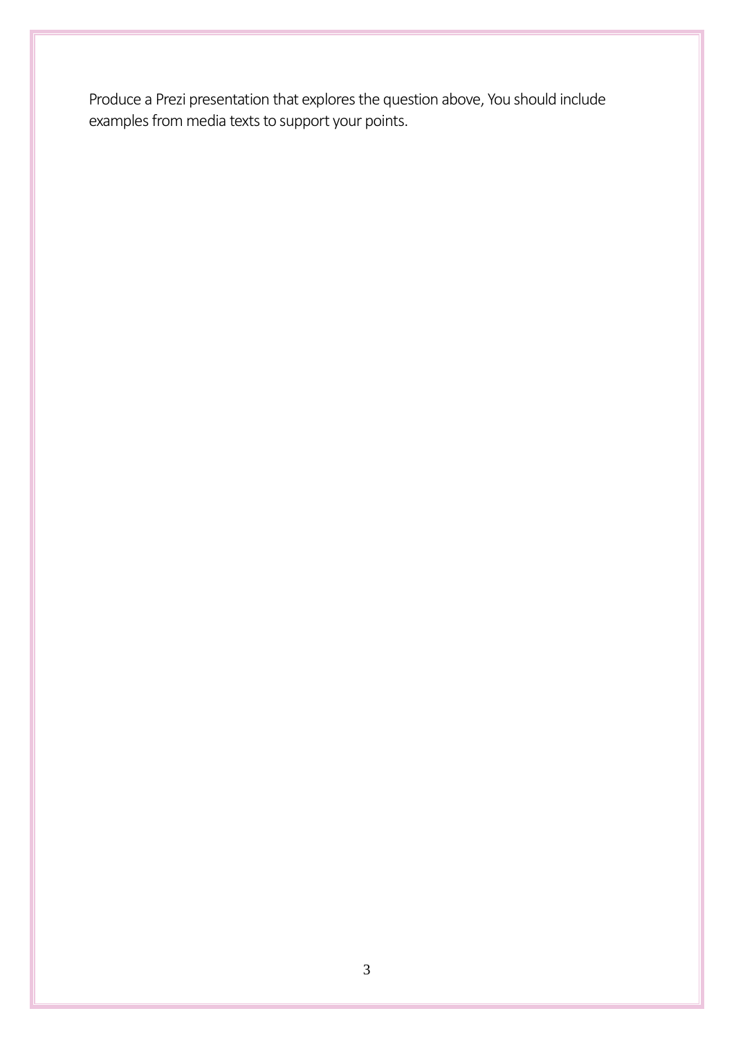Produce a Prezi presentation that explores the question above, You should include examples from media texts to support your points.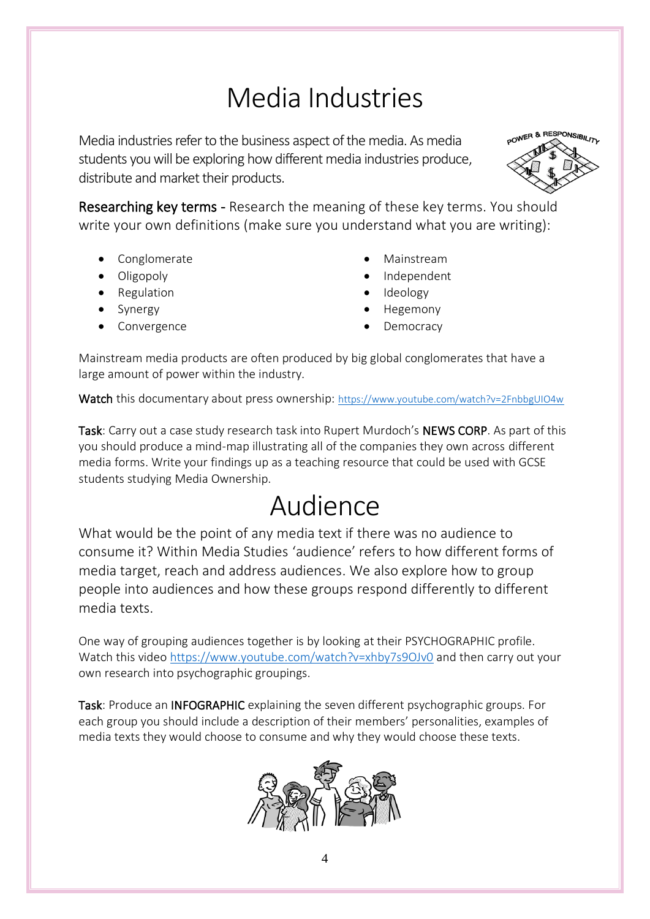# Media Industries

Media industries refer to the business aspect of the media. As media students you will be exploring how different media industries produce, distribute and market their products.

Researching key terms - Research the meaning of these key terms. You should write your own definitions (make sure you understand what you are writing):

- Conglomerate
- Oligopoly
- Regulation
- Synergy
- Convergence
- Mainstream
- Independent
- Ideology
- Hegemony
- Democracy

Mainstream media products are often produced by big global conglomerates that have a large amount of power within the industry.

Watch this documentary about press ownership: https://www.youtube.com/watch?v=2FnbbgUIO4w

Task: Carry out a case study research task into Rupert Murdoch's NEWS CORP. As part of this you should produce a mind-map illustrating all of the companies they own across different media forms. Write your findings up as a teaching resource that could be used with GCSE students studying Media Ownership.

# Audience

What would be the point of any media text if there was no audience to consume it? Within Media Studies 'audience' refers to how different forms of media target, reach and address audiences. We also explore how to group people into audiences and how these groups respond differently to different media texts.

One way of grouping audiences together is by looking at their PSYCHOGRAPHIC profile. Watch this video https://www.youtube.com/watch?v=xhby7s9OJv0 and then carry out your own research into psychographic groupings.

Task: Produce an INFOGRAPHIC explaining the seven different psychographic groups. For each group you should include a description of their members' personalities, examples of media texts they would choose to consume and why they would choose these texts.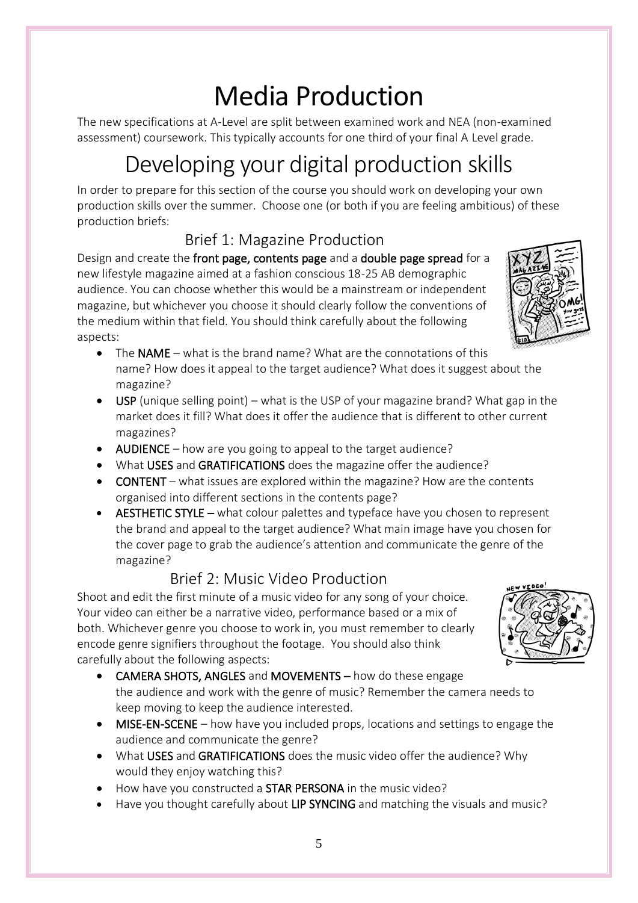# Media Production

The new specifications at A-Level are split between examined work and NEA (non-examined assessment) coursework. This typically accounts for one third of your final A Level grade.

# Developing your digital production skills

In order to prepare for this section of the course you should work on developing your own production skills over the summer. Choose one (or both if you are feeling ambitious) of these production briefs:

## Brief 1: Magazine Production

Design and create the **front page, contents page** and a **double page spread** for a new lifestyle magazine aimed at a fashion conscious 18-25 AB demographic audience. You can choose whether this would be a mainstream or independent magazine, but whichever you choose it should clearly follow the conventions of the medium within that field. You should think carefully about the following aspects:

- The **NAME** – what is the brand name? What are the connotations of this name? How does it appeal to the target audience? What does it suggest about the magazine?
- **USP** (unique selling point) – what is the USP of your magazine brand? What gap in the market does it fill? What does it offer the audience that is different to other current magazines?
- **AUDIENCE** – how are you going to appeal to the target audience?
- What **USES** and **GRATIFICATIONS** does the magazine offer the audience?
- **CONTENT** – what issues are explored within the magazine? How are the contents organised into different sections in the contents page?
- **AESTHETIC STYLE –** what colour palettes and typeface have you chosen to represent the brand and appeal to the target audience? What main image have you chosen for the cover page to grab the audience's attention and communicate the genre of the magazine?

## Brief 2: Music Video Production

Shoot and edit the first minute of a music video for any song of your choice. Your video can either be a narrative video, performance based or a mix of both. Whichever genre you choose to work in, you must remember to clearly encode genre signifiers throughout the footage. You should also think carefully about the following aspects:

- **CAMERA SHOTS, ANGLES** and **MOVEMENTS –** how do these engage the audience and work with the genre of music? Remember the camera needs to keep moving to keep the audience interested.
- **MISE-EN-SCENE** – how have you included props, locations and settings to engage the audience and communicate the genre?
- What **USES** and **GRATIFICATIONS** does the music video offer the audience? Why would they enjoy watching this?
- How have you constructed a **STAR PERSONA** in the music video?
- Have you thought carefully about **LIP SYNCING** and matching the visuals and music?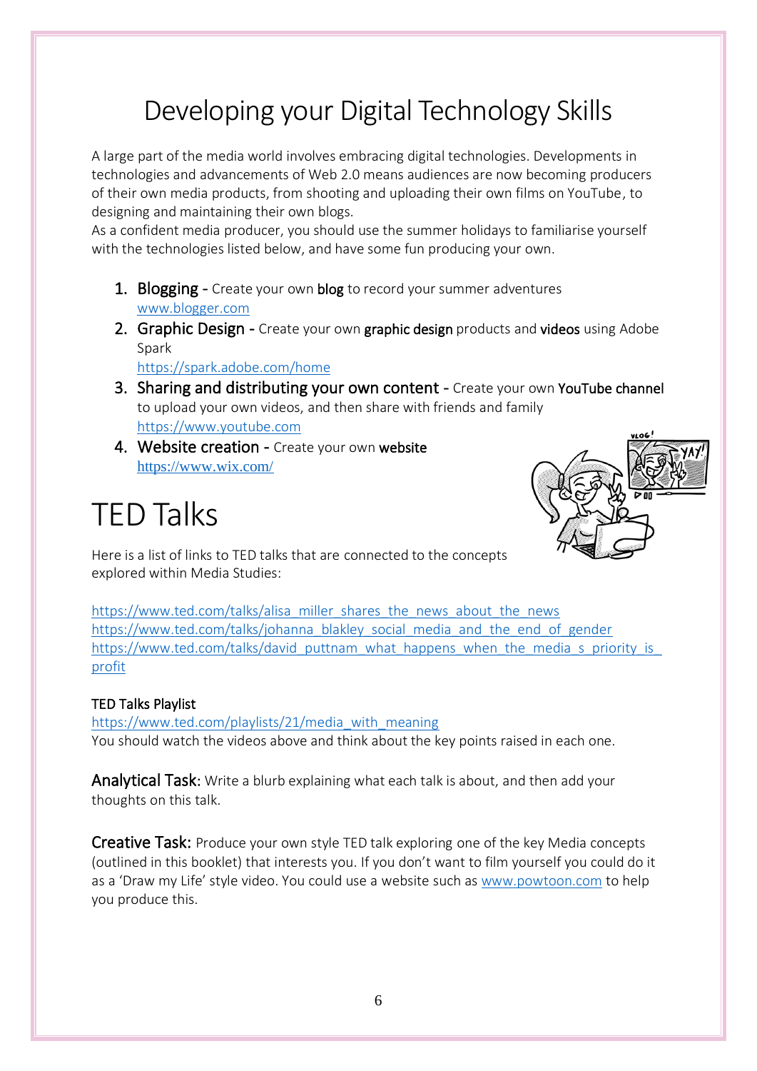# Developing your Digital Technology Skills

A large part of the media world involves embracing digital technologies. Developments in technologies and advancements of Web 2.0 means audiences are now becoming producers of their own media products, from shooting and uploading their own films on YouTube, to designing and maintaining their own blogs.
As a confident media producer, you should use the summer holidays to familiarise yourself with the technologies listed below, and have some fun producing your own.

1. **Blogging** - Create your own **blog** to record your summer adventures
   www.blogger.com
2. **Graphic Design** - Create your own **graphic design** products and **videos** using Adobe Spark
   https://spark.adobe.com/home
3. **Sharing and distributing your own content** - Create your own **YouTube channel** to upload your own videos, and then share with friends and family
   https://www.youtube.com
4. **Website creation** - Create your own **website**
   https://www.wix.com/

# TED Talks

Here is a list of links to TED talks that are connected to the concepts explored within Media Studies:

https://www.ted.com/talks/alisa_miller_shares_the_news_about_the_news
https://www.ted.com/talks/johanna_blakley_social_media_and_the_end_of_gender
https://www.ted.com/talks/david_puttnam_what_happens_when_the_media_s_priority_is_profit

**TED Talks Playlist**
https://www.ted.com/playlists/21/media_with_meaning
You should watch the videos above and think about the key points raised in each one.

**Analytical Task:** Write a blurb explaining what each talk is about, and then add your thoughts on this talk.

**Creative Task:** Produce your own style TED talk exploring one of the key Media concepts (outlined in this booklet) that interests you. If you don't want to film yourself you could do it as a 'Draw my Life' style video. You could use a website such as www.powtoon.com to help you produce this.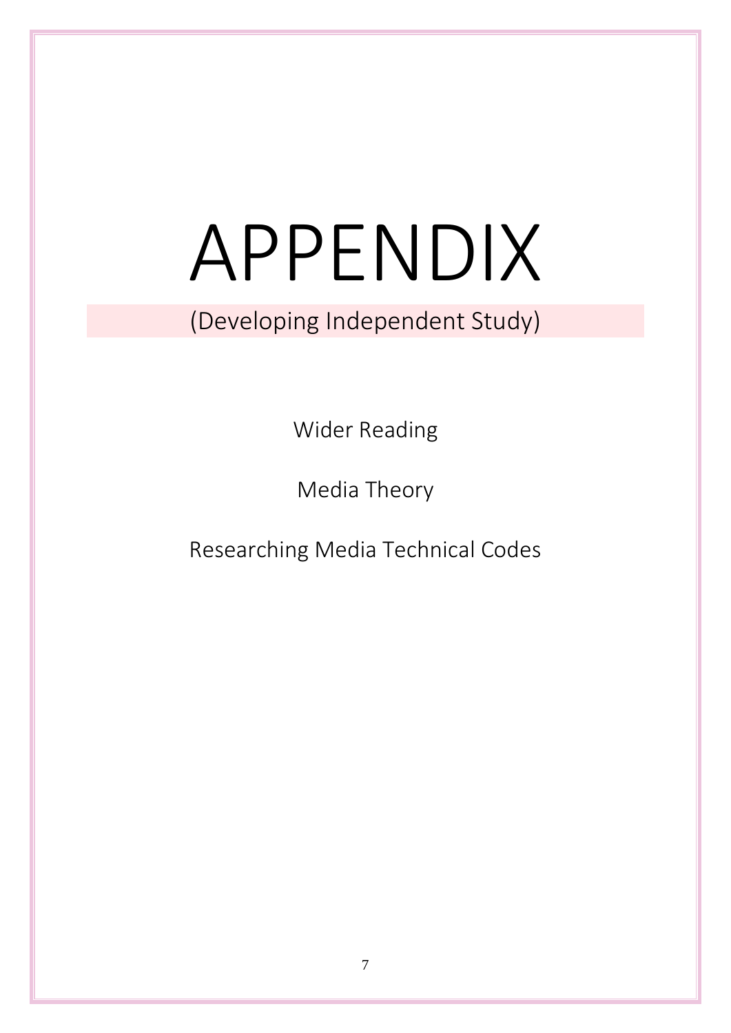# APPENDIX

(Developing Independent Study)

Wider Reading

Media Theory

Researching Media Technical Codes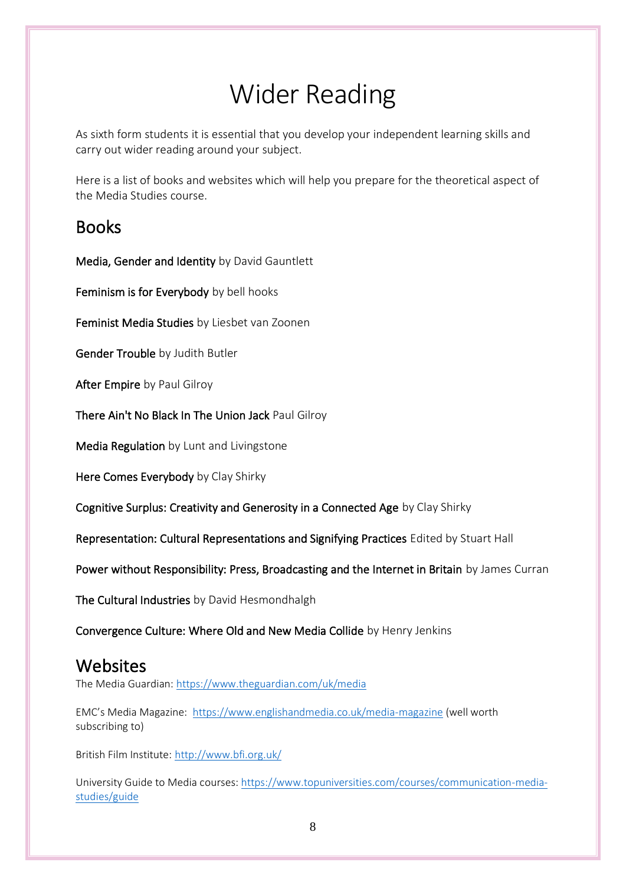# Wider Reading

As sixth form students it is essential that you develop your independent learning skills and carry out wider reading around your subject.

Here is a list of books and websites which will help you prepare for the theoretical aspect of the Media Studies course.

## Books

**Media, Gender and Identity** by David Gauntlett

**Feminism is for Everybody** by bell hooks

**Feminist Media Studies** by Liesbet van Zoonen

**Gender Trouble** by Judith Butler

**After Empire** by Paul Gilroy

**There Ain't No Black In The Union Jack** Paul Gilroy

**Media Regulation** by Lunt and Livingstone

**Here Comes Everybody** by Clay Shirky

**Cognitive Surplus: Creativity and Generosity in a Connected Age** by Clay Shirky

**Representation: Cultural Representations and Signifying Practices** Edited by Stuart Hall

**Power without Responsibility: Press, Broadcasting and the Internet in Britain** by James Curran

**The Cultural Industries** by David Hesmondhalgh

**Convergence Culture: Where Old and New Media Collide** by Henry Jenkins

## Websites

The Media Guardian: https://www.theguardian.com/uk/media

EMC's Media Magazine: https://www.englishandmedia.co.uk/media-magazine (well worth subscribing to)

British Film Institute: http://www.bfi.org.uk/

University Guide to Media courses: https://www.topuniversities.com/courses/communication-media-studies/guide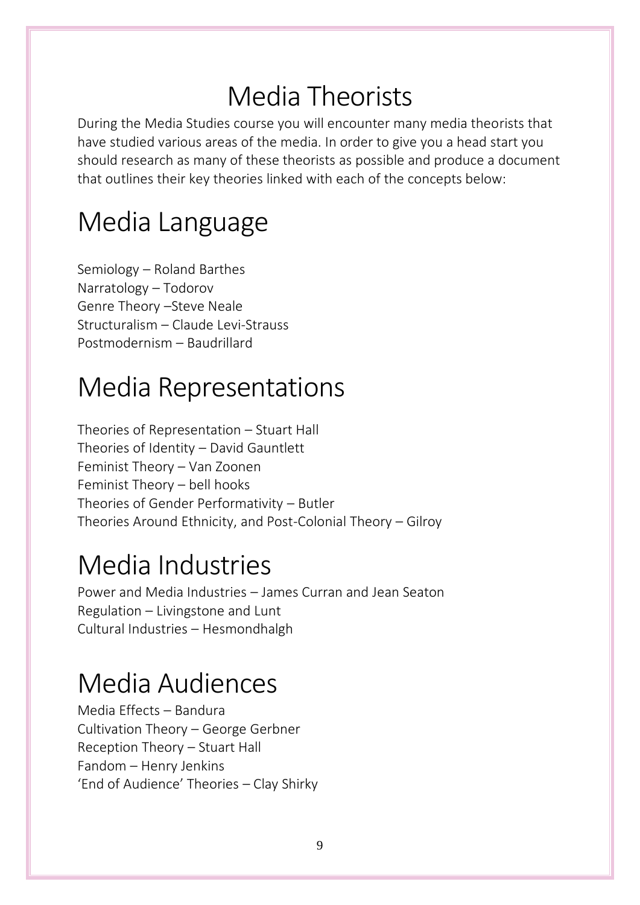# Media Theorists

During the Media Studies course you will encounter many media theorists that have studied various areas of the media. In order to give you a head start you should research as many of these theorists as possible and produce a document that outlines their key theories linked with each of the concepts below:

## Media Language

Semiology – Roland Barthes
Narratology – Todorov
Genre Theory –Steve Neale
Structuralism – Claude Levi-Strauss
Postmodernism – Baudrillard

## Media Representations

Theories of Representation – Stuart Hall
Theories of Identity – David Gauntlett
Feminist Theory – Van Zoonen
Feminist Theory – bell hooks
Theories of Gender Performativity – Butler
Theories Around Ethnicity, and Post-Colonial Theory – Gilroy

## Media Industries

Power and Media Industries – James Curran and Jean Seaton
Regulation – Livingstone and Lunt
Cultural Industries – Hesmondhalgh

## Media Audiences

Media Effects – Bandura
Cultivation Theory – George Gerbner
Reception Theory – Stuart Hall
Fandom – Henry Jenkins
'End of Audience' Theories – Clay Shirky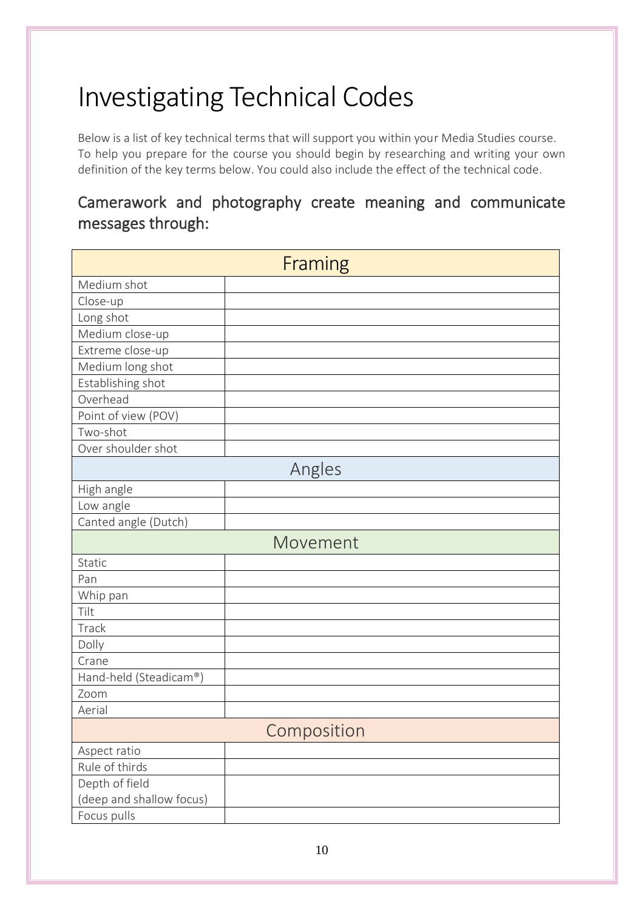# Investigating Technical Codes

Below is a list of key technical terms that will support you within your Media Studies course. To help you prepare for the course you should begin by researching and writing your own definition of the key terms below. You could also include the effect of the technical code.

## Camerawork and photography create meaning and communicate messages through:

| Framing | |
|---|---|
| Medium shot | |
| Close-up | |
| Long shot | |
| Medium close-up | |
| Extreme close-up | |
| Medium long shot | |
| Establishing shot | |
| Overhead | |
| Point of view (POV) | |
| Two-shot | |
| Over shoulder shot | |
| **Angles** | |
| High angle | |
| Low angle | |
| Canted angle (Dutch) | |
| **Movement** | |
| Static | |
| Pan | |
| Whip pan | |
| Tilt | |
| Track | |
| Dolly | |
| Crane | |
| Hand-held (Steadicam®) | |
| Zoom | |
| Aerial | |
| **Composition** | |
| Aspect ratio | |
| Rule of thirds | |
| Depth of field (deep and shallow focus) | |
| Focus pulls | |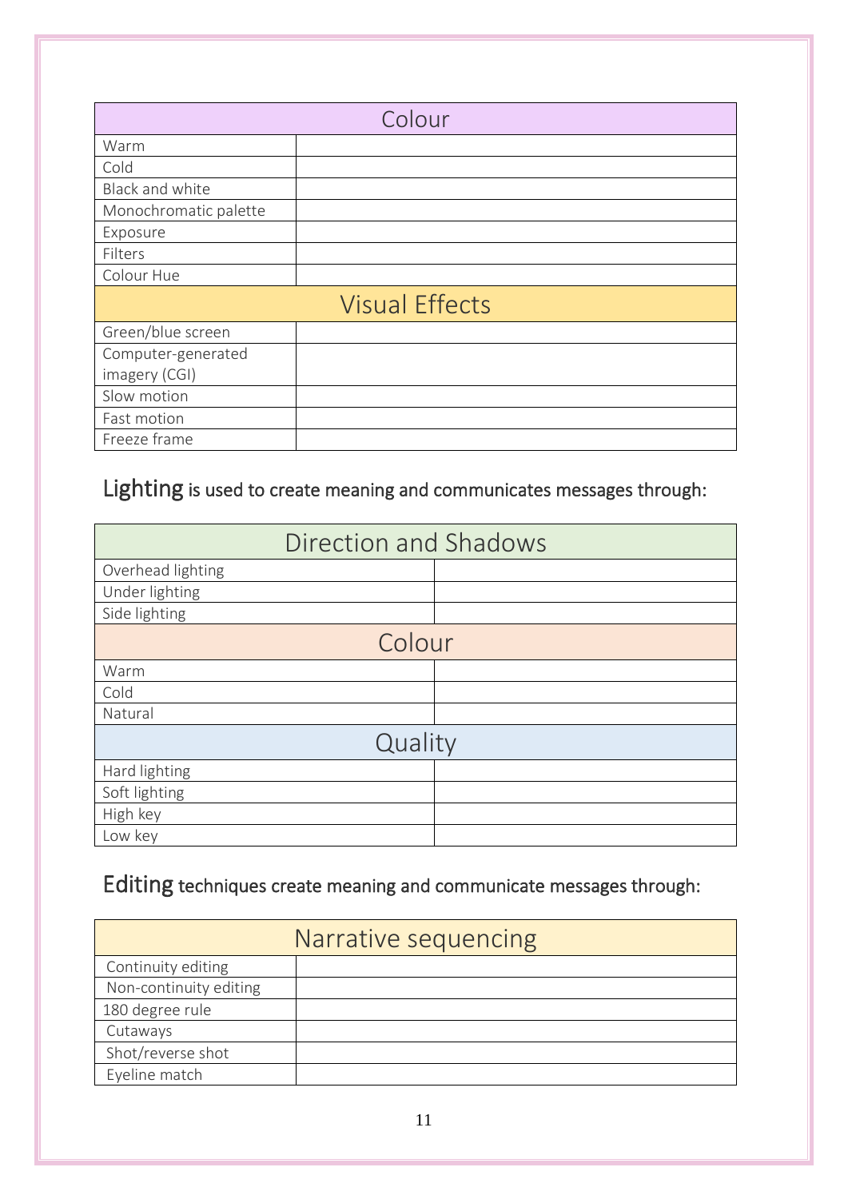| Colour | |
|---|---|
| Warm | |
| Cold | |
| Black and white | |
| Monochromatic palette | |
| Exposure | |
| Filters | |
| Colour Hue | |
| **Visual Effects** | |
| Green/blue screen | |
| Computer-generated imagery (CGI) | |
| Slow motion | |
| Fast motion | |
| Freeze frame | |

## Lighting is used to create meaning and communicates messages through:

| Direction and Shadows | |
|---|---|
| Overhead lighting | |
| Under lighting | |
| Side lighting | |
| **Colour** | |
| Warm | |
| Cold | |
| Natural | |
| **Quality** | |
| Hard lighting | |
| Soft lighting | |
| High key | |
| Low key | |

## Editing techniques create meaning and communicate messages through:

| Narrative sequencing | |
|---|---|
| Continuity editing | |
| Non-continuity editing | |
| 180 degree rule | |
| Cutaways | |
| Shot/reverse shot | |
| Eyeline match | |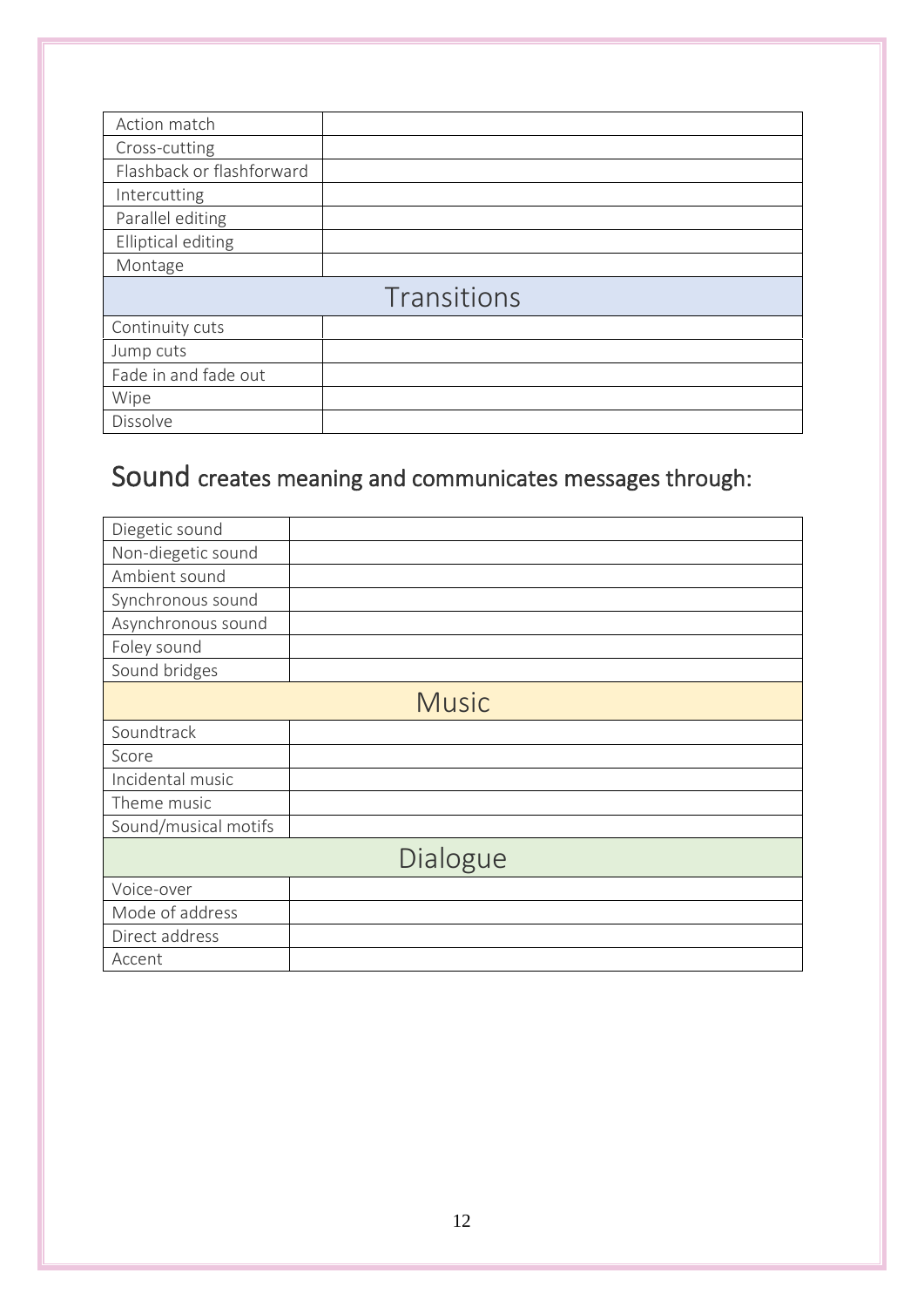| | |
|---|---|
| Action match | |
| Cross-cutting | |
| Flashback or flashforward | |
| Intercutting | |
| Parallel editing | |
| Elliptical editing | |
| Montage | |
| **Transitions** | |
| Continuity cuts | |
| Jump cuts | |
| Fade in and fade out | |
| Wipe | |
| Dissolve | |

## Sound creates meaning and communicates messages through:

| | |
|---|---|
| Diegetic sound | |
| Non-diegetic sound | |
| Ambient sound | |
| Synchronous sound | |
| Asynchronous sound | |
| Foley sound | |
| Sound bridges | |
| **Music** | |
| Soundtrack | |
| Score | |
| Incidental music | |
| Theme music | |
| Sound/musical motifs | |
| **Dialogue** | |
| Voice-over | |
| Mode of address | |
| Direct address | |
| Accent | |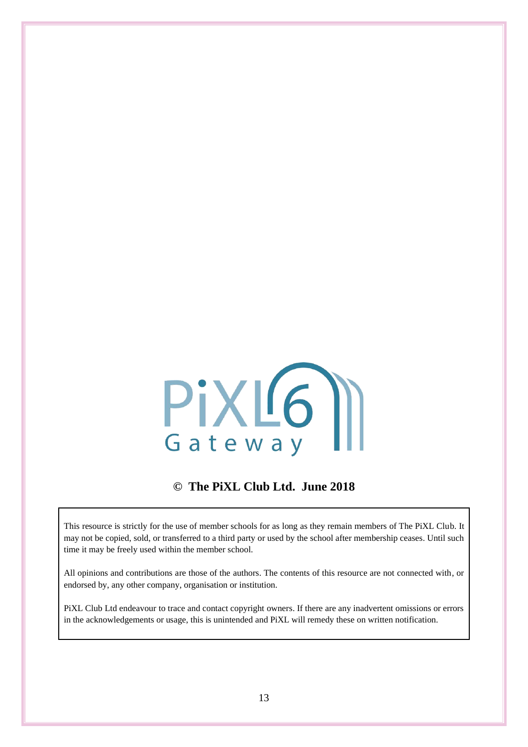PiXL6 Gateway

**© The PiXL Club Ltd. June 2018**

This resource is strictly for the use of member schools for as long as they remain members of The PiXL Club. It may not be copied, sold, or transferred to a third party or used by the school after membership ceases. Until such time it may be freely used within the member school.

All opinions and contributions are those of the authors. The contents of this resource are not connected with, or endorsed by, any other company, organisation or institution.

PiXL Club Ltd endeavour to trace and contact copyright owners. If there are any inadvertent omissions or errors in the acknowledgements or usage, this is unintended and PiXL will remedy these on written notification.